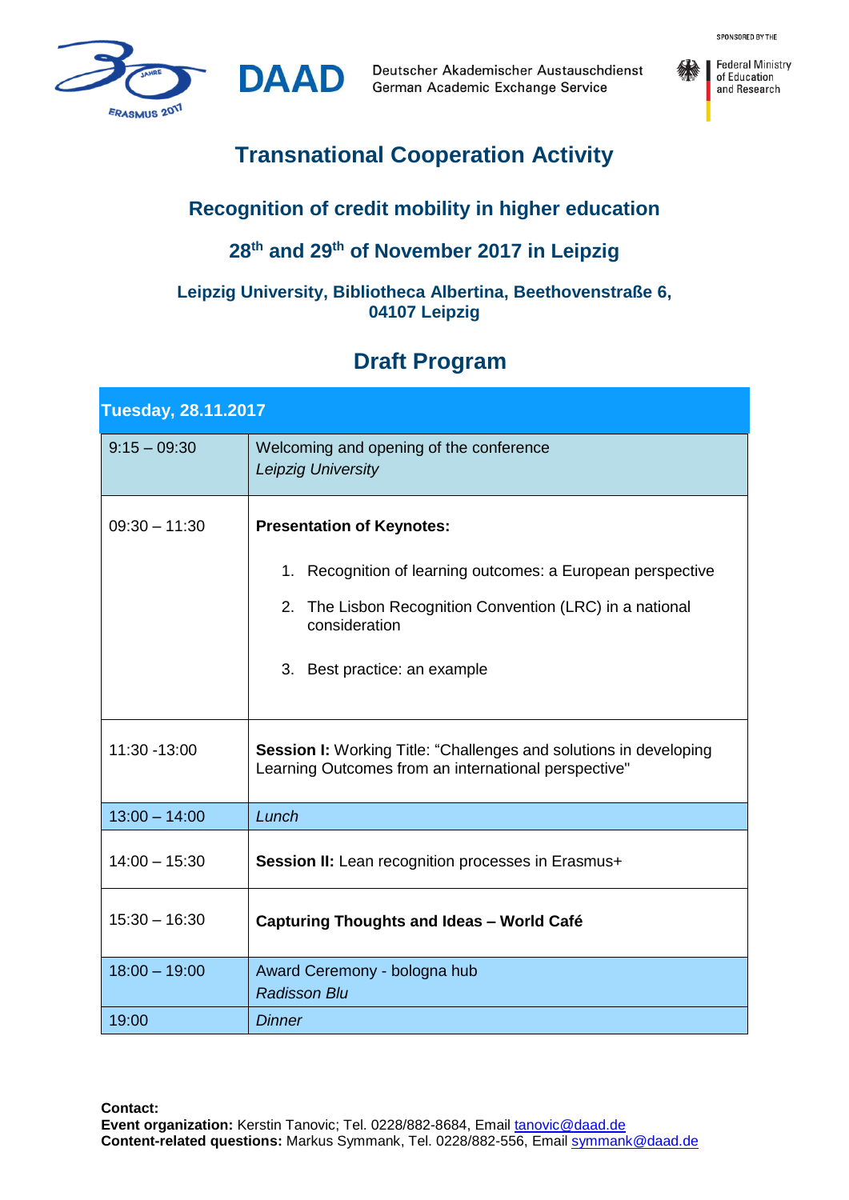DAAD Deutscher Akademischer Austauschdienst German Academic Exchange Service

SPONSORED BY THE Federal Ministry of Education and Research

# Transnational Cooperation Activity

## Recognition of credit mobility in higher education

## 28th and 29th of November 2017 in Leipzig

**Leipzig University, Bibliotheca Albertina, Beethovenstraße 6, 04107 Leipzig**

## Draft Program

| Tuesday, 28.11.2017 | |
|---|---|
| 9:15 – 09:30 | Welcoming and opening of the conference<br>*Leipzig University* |
| 09:30 – 11:30 | **Presentation of Keynotes:**<br>1. Recognition of learning outcomes: a European perspective<br>2. The Lisbon Recognition Convention (LRC) in a national consideration<br>3. Best practice: an example |
| 11:30 -13:00 | **Session I:** Working Title: “Challenges and solutions in developing Learning Outcomes from an international perspective" |
| 13:00 – 14:00 | *Lunch* |
| 14:00 – 15:30 | **Session II:** Lean recognition processes in Erasmus+ |
| 15:30 – 16:30 | **Capturing Thoughts and Ideas – World Café** |
| 18:00 – 19:00 | Award Ceremony - bologna hub<br>*Radisson Blu* |
| 19:00 | *Dinner* |

**Contact:**
**Event organization:** Kerstin Tanovic; Tel. 0228/882-8684, Email tanovic@daad.de
**Content-related questions:** Markus Symmank, Tel. 0228/882-556, Email symmank@daad.de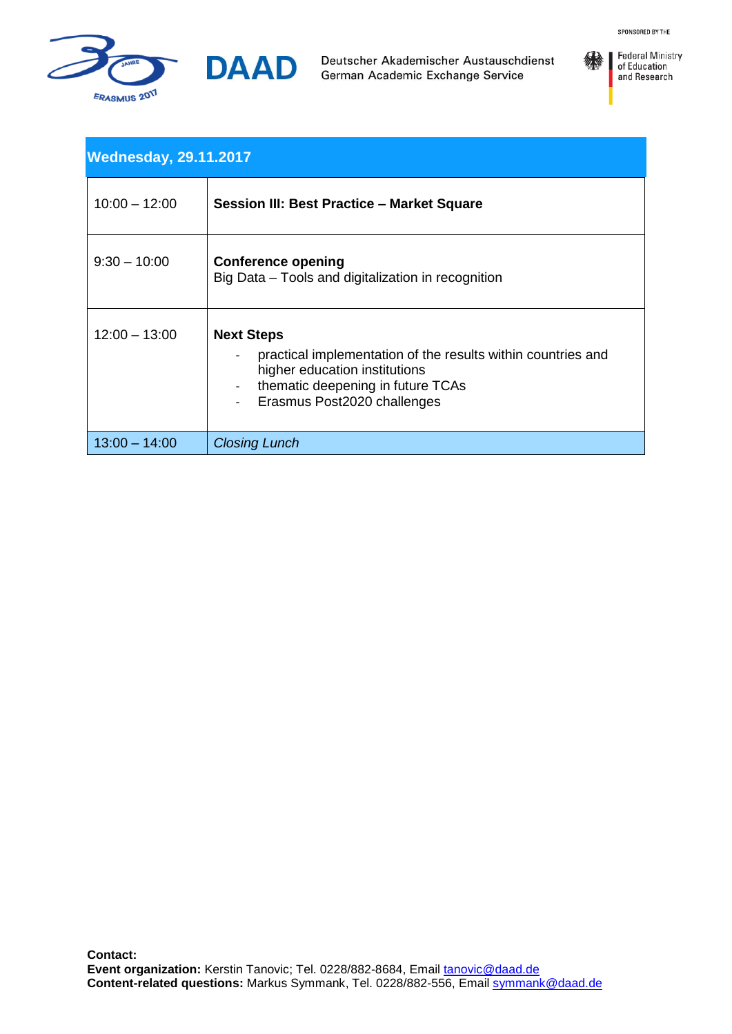| Wednesday, 29.11.2017 | |
| --- | --- |
| 10:00 – 12:00 | **Session III: Best Practice – Market Square** |
| 9:30 – 10:00 | **Conference opening**<br>Big Data – Tools and digitalization in recognition |
| 12:00 – 13:00 | **Next Steps**<br>- practical implementation of the results within countries and higher education institutions<br>- thematic deepening in future TCAs<br>- Erasmus Post2020 challenges |
| 13:00 – 14:00 | *Closing Lunch* |

**Contact:**
**Event organization:** Kerstin Tanovic; Tel. 0228/882-8684, Email tanovic@daad.de
**Content-related questions:** Markus Symmank, Tel. 0228/882-556, Email symmank@daad.de